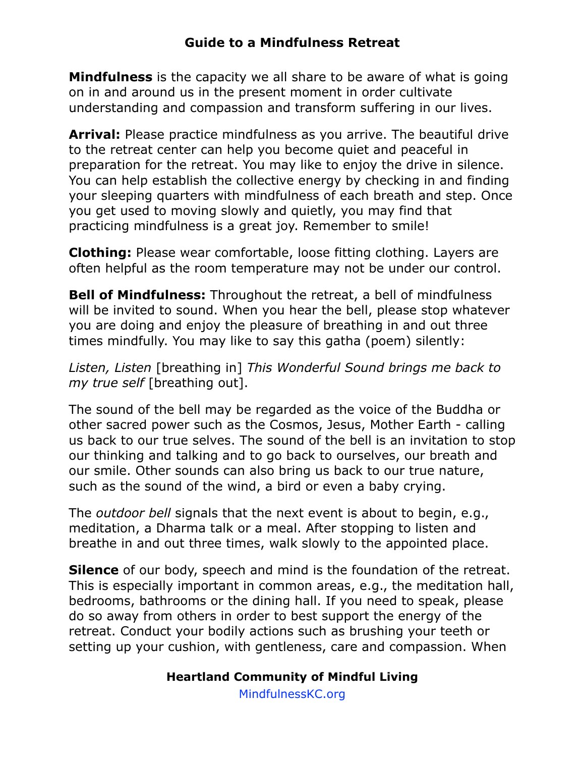# Guide to a Mindfulness Retreat

**Mindfulness** is the capacity we all share to be aware of what is going on in and around us in the present moment in order cultivate understanding and compassion and transform suffering in our lives.

**Arrival:** Please practice mindfulness as you arrive. The beautiful drive to the retreat center can help you become quiet and peaceful in preparation for the retreat. You may like to enjoy the drive in silence. You can help establish the collective energy by checking in and finding your sleeping quarters with mindfulness of each breath and step. Once you get used to moving slowly and quietly, you may find that practicing mindfulness is a great joy. Remember to smile!

**Clothing:** Please wear comfortable, loose fitting clothing. Layers are often helpful as the room temperature may not be under our control.

**Bell of Mindfulness:** Throughout the retreat, a bell of mindfulness will be invited to sound. When you hear the bell, please stop whatever you are doing and enjoy the pleasure of breathing in and out three times mindfully. You may like to say this gatha (poem) silently:

*Listen, Listen* [breathing in] *This Wonderful Sound brings me back to my true self* [breathing out].

The sound of the bell may be regarded as the voice of the Buddha or other sacred power such as the Cosmos, Jesus, Mother Earth - calling us back to our true selves. The sound of the bell is an invitation to stop our thinking and talking and to go back to ourselves, our breath and our smile. Other sounds can also bring us back to our true nature, such as the sound of the wind, a bird or even a baby crying.

The *outdoor bell* signals that the next event is about to begin, e.g., meditation, a Dharma talk or a meal. After stopping to listen and breathe in and out three times, walk slowly to the appointed place.

**Silence** of our body, speech and mind is the foundation of the retreat. This is especially important in common areas, e.g., the meditation hall, bedrooms, bathrooms or the dining hall. If you need to speak, please do so away from others in order to best support the energy of the retreat. Conduct your bodily actions such as brushing your teeth or setting up your cushion, with gentleness, care and compassion. When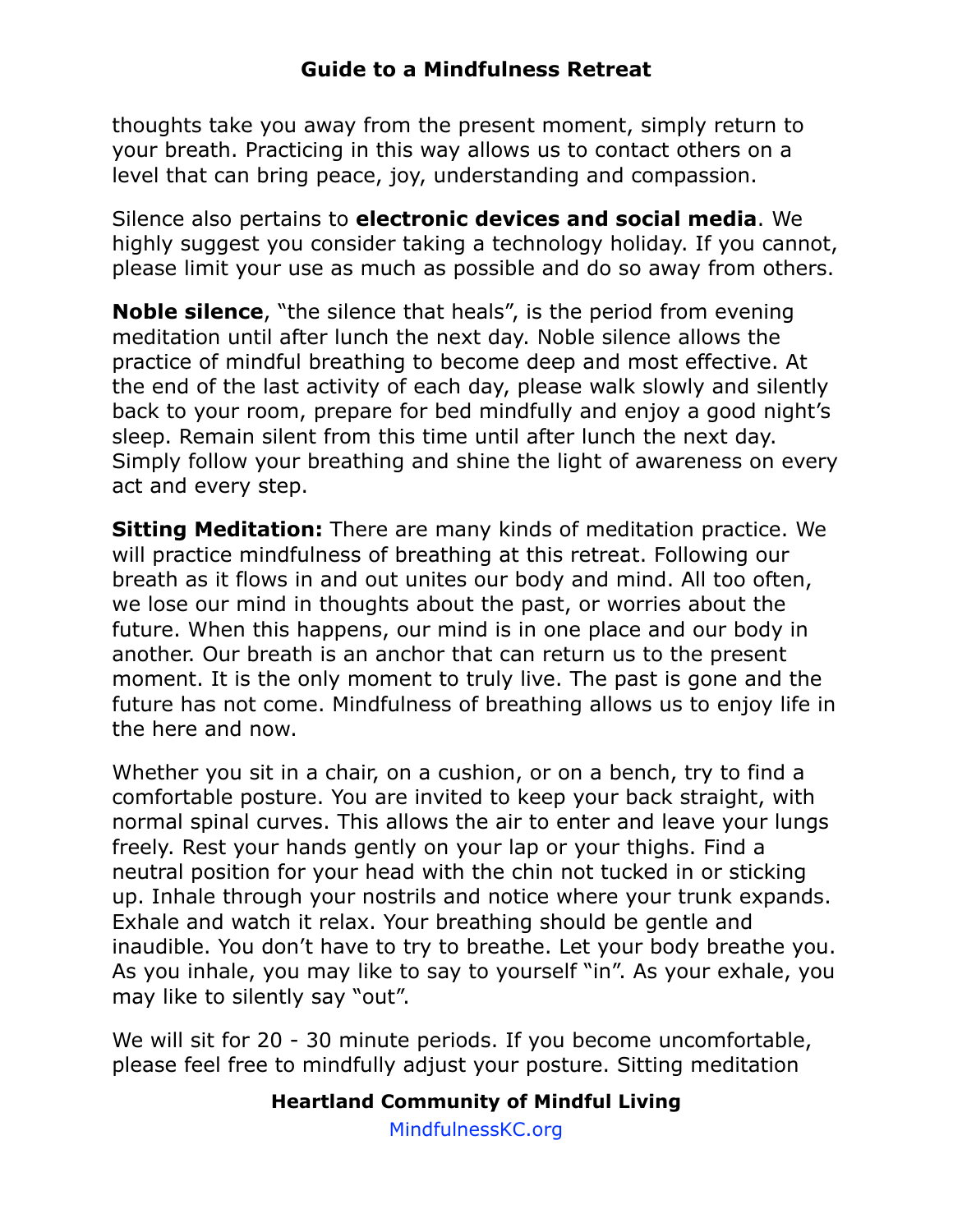thoughts take you away from the present moment, simply return to your breath. Practicing in this way allows us to contact others on a level that can bring peace, joy, understanding and compassion.

Silence also pertains to **electronic devices and social media**. We highly suggest you consider taking a technology holiday. If you cannot, please limit your use as much as possible and do so away from others.

**Noble silence**, "the silence that heals", is the period from evening meditation until after lunch the next day. Noble silence allows the practice of mindful breathing to become deep and most effective. At the end of the last activity of each day, please walk slowly and silently back to your room, prepare for bed mindfully and enjoy a good night's sleep. Remain silent from this time until after lunch the next day. Simply follow your breathing and shine the light of awareness on every act and every step.

**Sitting Meditation:** There are many kinds of meditation practice. We will practice mindfulness of breathing at this retreat. Following our breath as it flows in and out unites our body and mind. All too often, we lose our mind in thoughts about the past, or worries about the future. When this happens, our mind is in one place and our body in another. Our breath is an anchor that can return us to the present moment. It is the only moment to truly live. The past is gone and the future has not come. Mindfulness of breathing allows us to enjoy life in the here and now.

Whether you sit in a chair, on a cushion, or on a bench, try to find a comfortable posture. You are invited to keep your back straight, with normal spinal curves. This allows the air to enter and leave your lungs freely. Rest your hands gently on your lap or your thighs. Find a neutral position for your head with the chin not tucked in or sticking up. Inhale through your nostrils and notice where your trunk expands. Exhale and watch it relax. Your breathing should be gentle and inaudible. You don't have to try to breathe. Let your body breathe you. As you inhale, you may like to say to yourself "in". As your exhale, you may like to silently say "out".

We will sit for 20 - 30 minute periods. If you become uncomfortable, please feel free to mindfully adjust your posture. Sitting meditation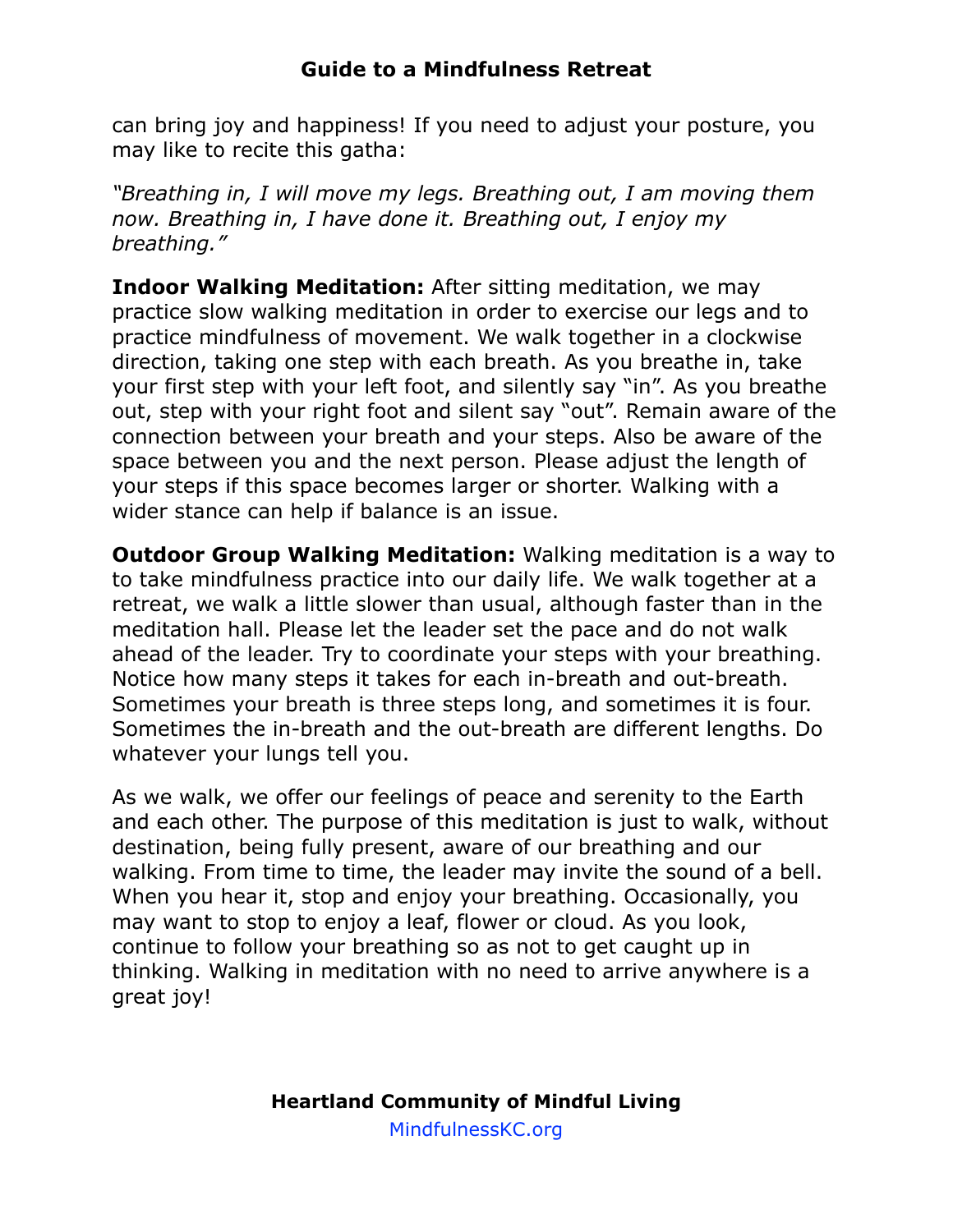can bring joy and happiness! If you need to adjust your posture, you may like to recite this gatha:

*"Breathing in, I will move my legs. Breathing out, I am moving them now. Breathing in, I have done it. Breathing out, I enjoy my breathing."*

**Indoor Walking Meditation:** After sitting meditation, we may practice slow walking meditation in order to exercise our legs and to practice mindfulness of movement. We walk together in a clockwise direction, taking one step with each breath. As you breathe in, take your first step with your left foot, and silently say "in". As you breathe out, step with your right foot and silent say "out". Remain aware of the connection between your breath and your steps. Also be aware of the space between you and the next person. Please adjust the length of your steps if this space becomes larger or shorter. Walking with a wider stance can help if balance is an issue.

**Outdoor Group Walking Meditation:** Walking meditation is a way to to take mindfulness practice into our daily life. We walk together at a retreat, we walk a little slower than usual, although faster than in the meditation hall. Please let the leader set the pace and do not walk ahead of the leader. Try to coordinate your steps with your breathing. Notice how many steps it takes for each in-breath and out-breath. Sometimes your breath is three steps long, and sometimes it is four. Sometimes the in-breath and the out-breath are different lengths. Do whatever your lungs tell you.

As we walk, we offer our feelings of peace and serenity to the Earth and each other. The purpose of this meditation is just to walk, without destination, being fully present, aware of our breathing and our walking. From time to time, the leader may invite the sound of a bell. When you hear it, stop and enjoy your breathing. Occasionally, you may want to stop to enjoy a leaf, flower or cloud. As you look, continue to follow your breathing so as not to get caught up in thinking. Walking in meditation with no need to arrive anywhere is a great joy!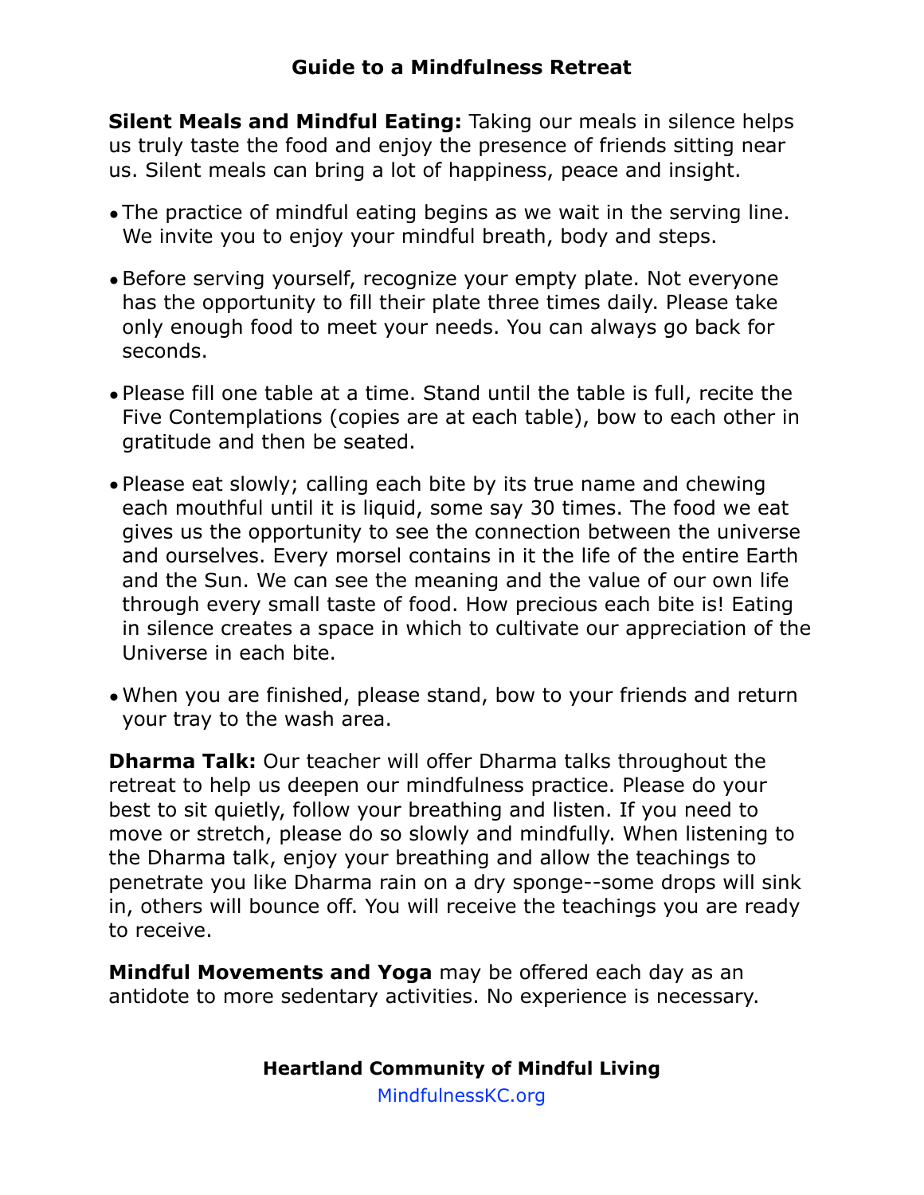## Guide to a Mindfulness Retreat

**Silent Meals and Mindful Eating:** Taking our meals in silence helps us truly taste the food and enjoy the presence of friends sitting near us. Silent meals can bring a lot of happiness, peace and insight.

- The practice of mindful eating begins as we wait in the serving line. We invite you to enjoy your mindful breath, body and steps.
- Before serving yourself, recognize your empty plate. Not everyone has the opportunity to fill their plate three times daily. Please take only enough food to meet your needs. You can always go back for seconds.
- Please fill one table at a time. Stand until the table is full, recite the Five Contemplations (copies are at each table), bow to each other in gratitude and then be seated.
- Please eat slowly; calling each bite by its true name and chewing each mouthful until it is liquid, some say 30 times. The food we eat gives us the opportunity to see the connection between the universe and ourselves. Every morsel contains in it the life of the entire Earth and the Sun. We can see the meaning and the value of our own life through every small taste of food. How precious each bite is! Eating in silence creates a space in which to cultivate our appreciation of the Universe in each bite.
- When you are finished, please stand, bow to your friends and return your tray to the wash area.

**Dharma Talk:** Our teacher will offer Dharma talks throughout the retreat to help us deepen our mindfulness practice. Please do your best to sit quietly, follow your breathing and listen. If you need to move or stretch, please do so slowly and mindfully. When listening to the Dharma talk, enjoy your breathing and allow the teachings to penetrate you like Dharma rain on a dry sponge--some drops will sink in, others will bounce off. You will receive the teachings you are ready to receive.

**Mindful Movements and Yoga** may be offered each day as an antidote to more sedentary activities. No experience is necessary.

**Heartland Community of Mindful Living**

MindfulnessKC.org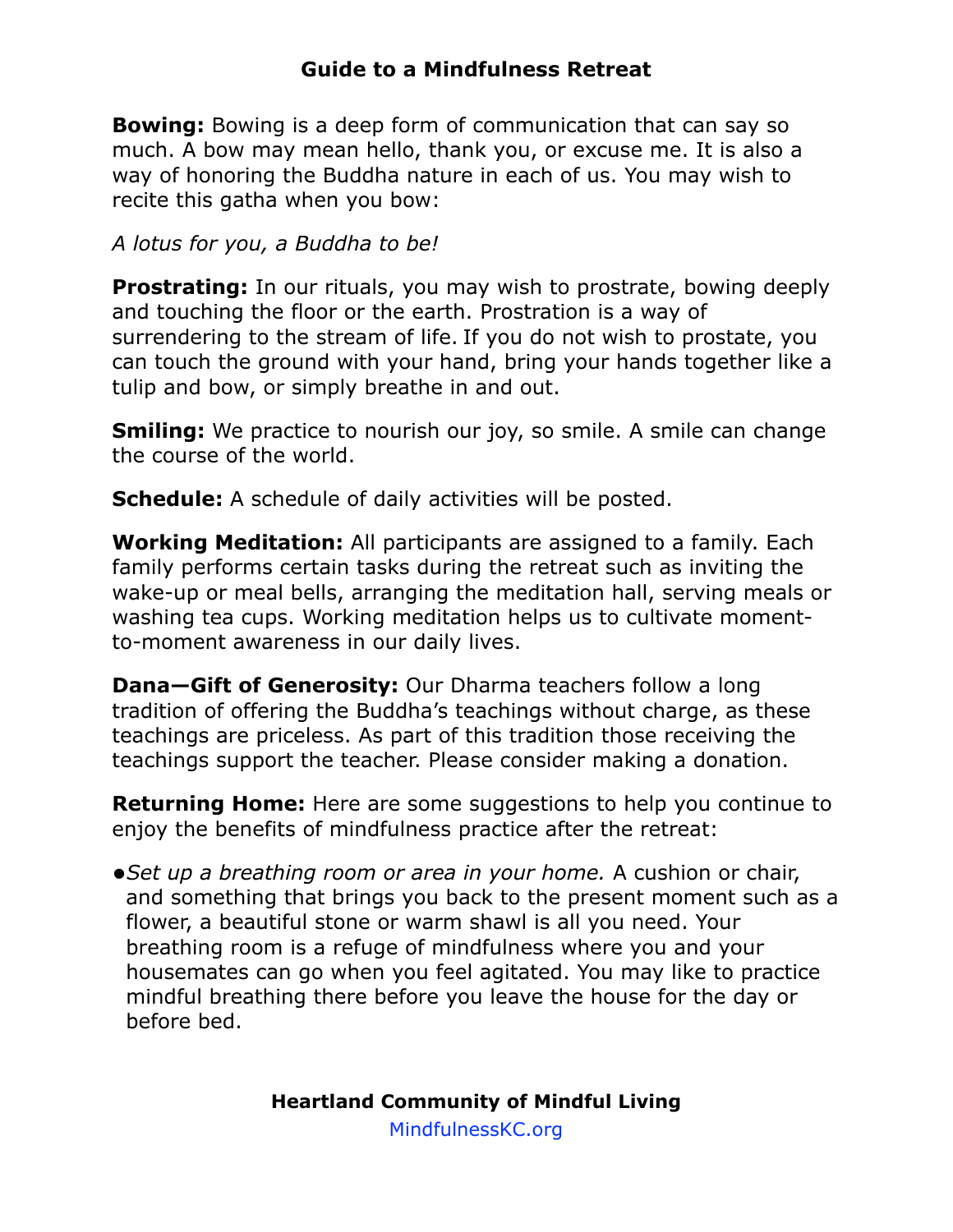## Guide to a Mindfulness Retreat

**Bowing:** Bowing is a deep form of communication that can say so much. A bow may mean hello, thank you, or excuse me. It is also a way of honoring the Buddha nature in each of us. You may wish to recite this gatha when you bow:

*A lotus for you, a Buddha to be!*

**Prostrating:** In our rituals, you may wish to prostrate, bowing deeply and touching the floor or the earth. Prostration is a way of surrendering to the stream of life. If you do not wish to prostate, you can touch the ground with your hand, bring your hands together like a tulip and bow, or simply breathe in and out.

**Smiling:** We practice to nourish our joy, so smile. A smile can change the course of the world.

**Schedule:** A schedule of daily activities will be posted.

**Working Meditation:** All participants are assigned to a family. Each family performs certain tasks during the retreat such as inviting the wake-up or meal bells, arranging the meditation hall, serving meals or washing tea cups. Working meditation helps us to cultivate moment-to-moment awareness in our daily lives.

**Dana—Gift of Generosity:** Our Dharma teachers follow a long tradition of offering the Buddha's teachings without charge, as these teachings are priceless. As part of this tradition those receiving the teachings support the teacher. Please consider making a donation.

**Returning Home:** Here are some suggestions to help you continue to enjoy the benefits of mindfulness practice after the retreat:

- *Set up a breathing room or area in your home.* A cushion or chair, and something that brings you back to the present moment such as a flower, a beautiful stone or warm shawl is all you need. Your breathing room is a refuge of mindfulness where you and your housemates can go when you feel agitated. You may like to practice mindful breathing there before you leave the house for the day or before bed.

**Heartland Community of Mindful Living**

MindfulnessKC.org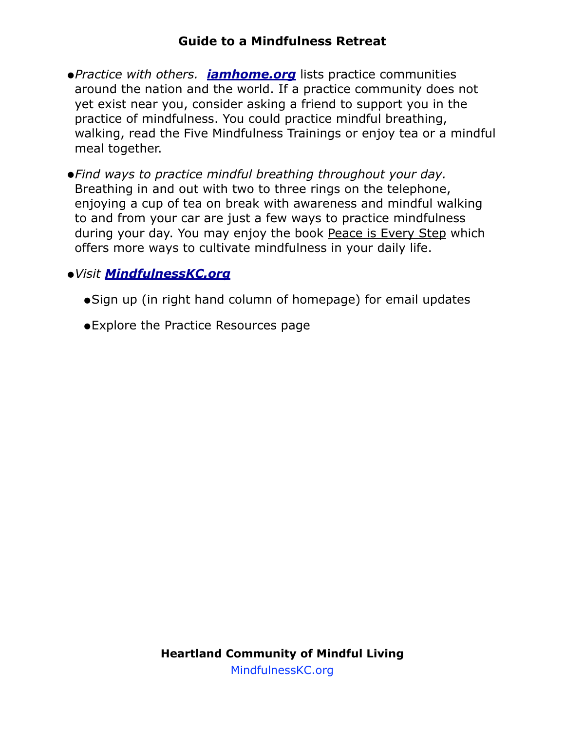**Guide to a Mindfulness Retreat**

- *Practice with others.* ***iamhome.org*** lists practice communities around the nation and the world. If a practice community does not yet exist near you, consider asking a friend to support you in the practice of mindfulness. You could practice mindful breathing, walking, read the Five Mindfulness Trainings or enjoy tea or a mindful meal together.

- *Find ways to practice mindful breathing throughout your day.* Breathing in and out with two to three rings on the telephone, enjoying a cup of tea on break with awareness and mindful walking to and from your car are just a few ways to practice mindfulness during your day. You may enjoy the book Peace is Every Step which offers more ways to cultivate mindfulness in your daily life.

- *Visit* ***MindfulnessKC.org***
  - Sign up (in right hand column of homepage) for email updates
  - Explore the Practice Resources page

**Heartland Community of Mindful Living**

MindfulnessKC.org